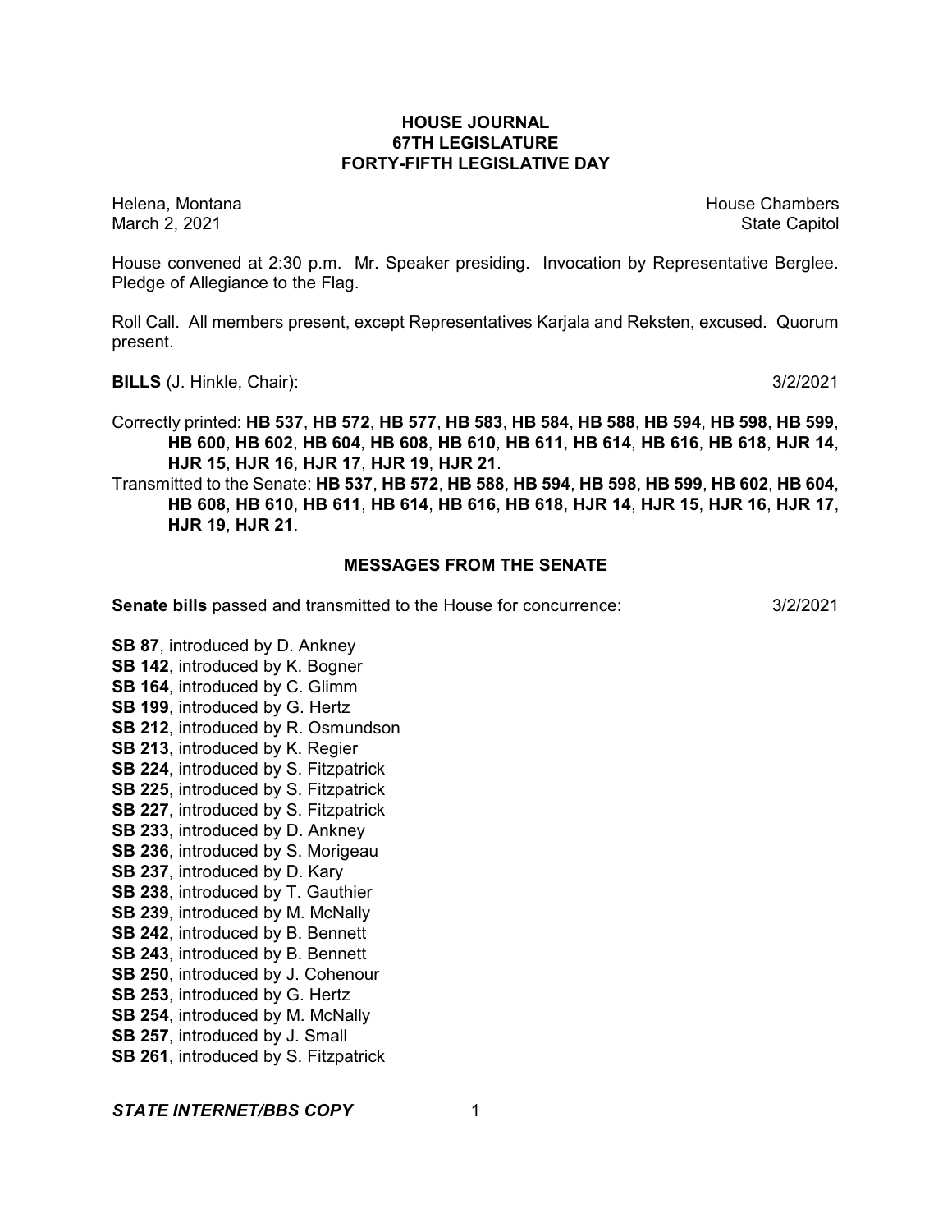# HOUSE JOURNAL
## 67TH LEGISLATURE
## FORTY-FIFTH LEGISLATIVE DAY

Helena, Montana House Chambers
March 2, 2021 State Capitol

House convened at 2:30 p.m. Mr. Speaker presiding. Invocation by Representative Berglee. Pledge of Allegiance to the Flag.

Roll Call. All members present, except Representatives Karjala and Reksten, excused. Quorum present.

**BILLS** (J. Hinkle, Chair): 3/2/2021

Correctly printed: **HB 537**, **HB 572**, **HB 577**, **HB 583**, **HB 584**, **HB 588**, **HB 594**, **HB 598**, **HB 599**, **HB 600**, **HB 602**, **HB 604**, **HB 608**, **HB 610**, **HB 611**, **HB 614**, **HB 616**, **HB 618**, **HJR 14**, **HJR 15**, **HJR 16**, **HJR 17**, **HJR 19**, **HJR 21**.

Transmitted to the Senate: **HB 537**, **HB 572**, **HB 588**, **HB 594**, **HB 598**, **HB 599**, **HB 602**, **HB 604**, **HB 608**, **HB 610**, **HB 611**, **HB 614**, **HB 616**, **HB 618**, **HJR 14**, **HJR 15**, **HJR 16**, **HJR 17**, **HJR 19**, **HJR 21**.

## MESSAGES FROM THE SENATE

**Senate bills** passed and transmitted to the House for concurrence: 3/2/2021

**SB 87**, introduced by D. Ankney
**SB 142**, introduced by K. Bogner
**SB 164**, introduced by C. Glimm
**SB 199**, introduced by G. Hertz
**SB 212**, introduced by R. Osmundson
**SB 213**, introduced by K. Regier
**SB 224**, introduced by S. Fitzpatrick
**SB 225**, introduced by S. Fitzpatrick
**SB 227**, introduced by S. Fitzpatrick
**SB 233**, introduced by D. Ankney
**SB 236**, introduced by S. Morigeau
**SB 237**, introduced by D. Kary
**SB 238**, introduced by T. Gauthier
**SB 239**, introduced by M. McNally
**SB 242**, introduced by B. Bennett
**SB 243**, introduced by B. Bennett
**SB 250**, introduced by J. Cohenour
**SB 253**, introduced by G. Hertz
**SB 254**, introduced by M. McNally
**SB 257**, introduced by J. Small
**SB 261**, introduced by S. Fitzpatrick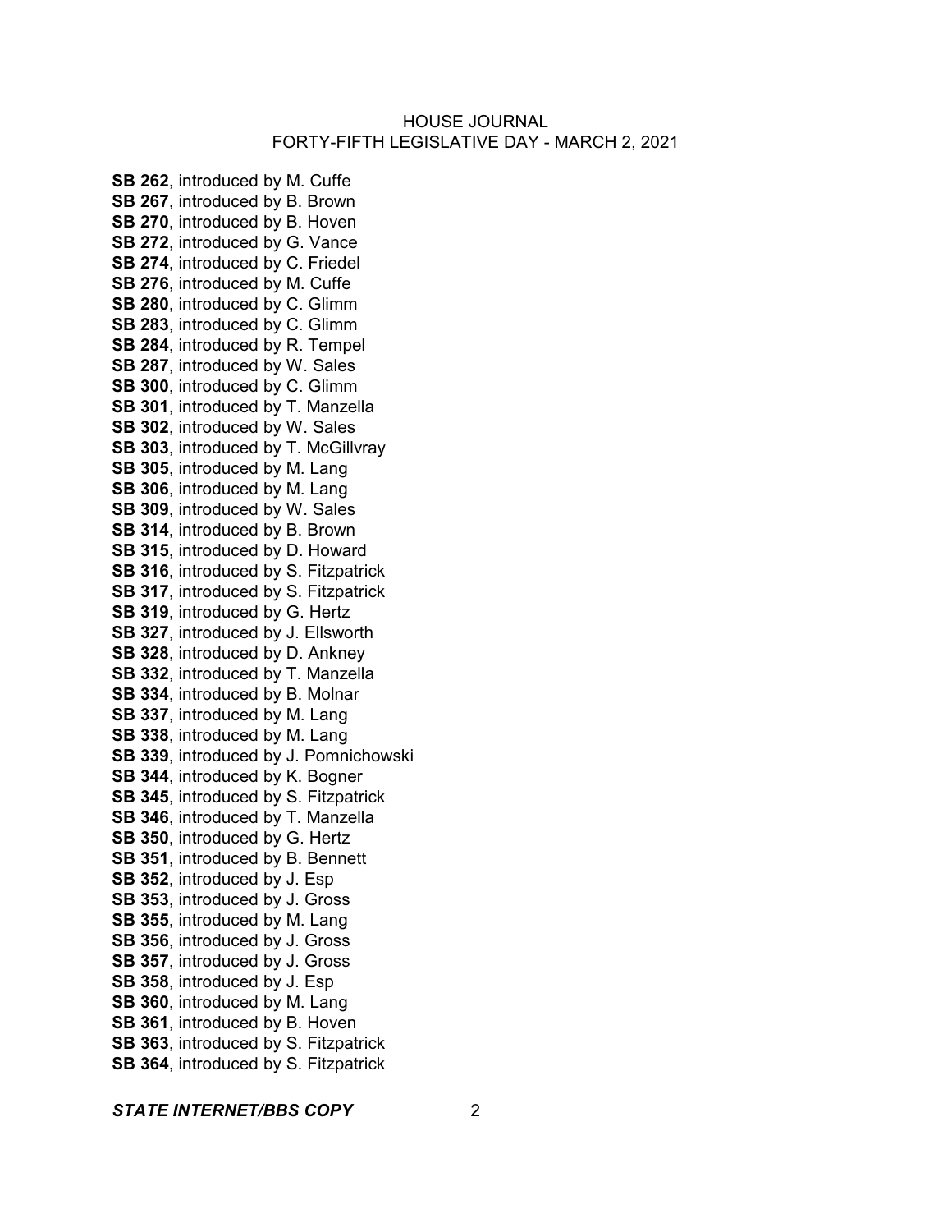**SB 262**, introduced by M. Cuffe
**SB 267**, introduced by B. Brown
**SB 270**, introduced by B. Hoven
**SB 272**, introduced by G. Vance
**SB 274**, introduced by C. Friedel
**SB 276**, introduced by M. Cuffe
**SB 280**, introduced by C. Glimm
**SB 283**, introduced by C. Glimm
**SB 284**, introduced by R. Tempel
**SB 287**, introduced by W. Sales
**SB 300**, introduced by C. Glimm
**SB 301**, introduced by T. Manzella
**SB 302**, introduced by W. Sales
**SB 303**, introduced by T. McGillvray
**SB 305**, introduced by M. Lang
**SB 306**, introduced by M. Lang
**SB 309**, introduced by W. Sales
**SB 314**, introduced by B. Brown
**SB 315**, introduced by D. Howard
**SB 316**, introduced by S. Fitzpatrick
**SB 317**, introduced by S. Fitzpatrick
**SB 319**, introduced by G. Hertz
**SB 327**, introduced by J. Ellsworth
**SB 328**, introduced by D. Ankney
**SB 332**, introduced by T. Manzella
**SB 334**, introduced by B. Molnar
**SB 337**, introduced by M. Lang
**SB 338**, introduced by M. Lang
**SB 339**, introduced by J. Pomnichowski
**SB 344**, introduced by K. Bogner
**SB 345**, introduced by S. Fitzpatrick
**SB 346**, introduced by T. Manzella
**SB 350**, introduced by G. Hertz
**SB 351**, introduced by B. Bennett
**SB 352**, introduced by J. Esp
**SB 353**, introduced by J. Gross
**SB 355**, introduced by M. Lang
**SB 356**, introduced by J. Gross
**SB 357**, introduced by J. Gross
**SB 358**, introduced by J. Esp
**SB 360**, introduced by M. Lang
**SB 361**, introduced by B. Hoven
**SB 363**, introduced by S. Fitzpatrick
**SB 364**, introduced by S. Fitzpatrick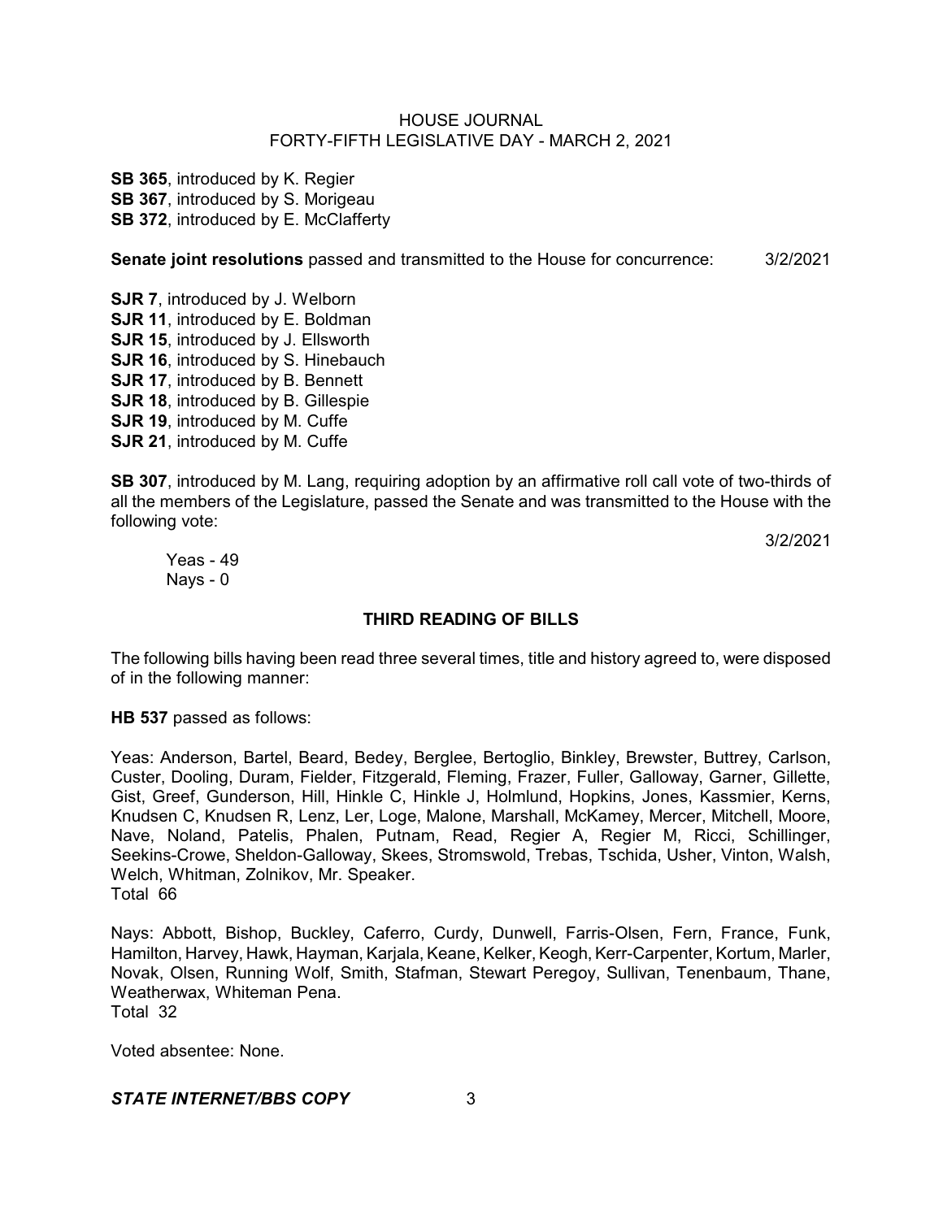**SB 365**, introduced by K. Regier
**SB 367**, introduced by S. Morigeau
**SB 372**, introduced by E. McClafferty

**Senate joint resolutions** passed and transmitted to the House for concurrence: 3/2/2021

**SJR 7**, introduced by J. Welborn
**SJR 11**, introduced by E. Boldman
**SJR 15**, introduced by J. Ellsworth
**SJR 16**, introduced by S. Hinebauch
**SJR 17**, introduced by B. Bennett
**SJR 18**, introduced by B. Gillespie
**SJR 19**, introduced by M. Cuffe
**SJR 21**, introduced by M. Cuffe

**SB 307**, introduced by M. Lang, requiring adoption by an affirmative roll call vote of two-thirds of all the members of the Legislature, passed the Senate and was transmitted to the House with the following vote:

3/2/2021

Yeas - 49
Nays - 0

## THIRD READING OF BILLS

The following bills having been read three several times, title and history agreed to, were disposed of in the following manner:

**HB 537** passed as follows:

Yeas: Anderson, Bartel, Beard, Bedey, Berglee, Bertoglio, Binkley, Brewster, Buttrey, Carlson, Custer, Dooling, Duram, Fielder, Fitzgerald, Fleming, Frazer, Fuller, Galloway, Garner, Gillette, Gist, Greef, Gunderson, Hill, Hinkle C, Hinkle J, Holmlund, Hopkins, Jones, Kassmier, Kerns, Knudsen C, Knudsen R, Lenz, Ler, Loge, Malone, Marshall, McKamey, Mercer, Mitchell, Moore, Nave, Noland, Patelis, Phalen, Putnam, Read, Regier A, Regier M, Ricci, Schillinger, Seekins-Crowe, Sheldon-Galloway, Skees, Stromswold, Trebas, Tschida, Usher, Vinton, Walsh, Welch, Whitman, Zolnikov, Mr. Speaker.
Total 66

Nays: Abbott, Bishop, Buckley, Caferro, Curdy, Dunwell, Farris-Olsen, Fern, France, Funk, Hamilton, Harvey, Hawk, Hayman, Karjala, Keane, Kelker, Keogh, Kerr-Carpenter, Kortum, Marler, Novak, Olsen, Running Wolf, Smith, Stafman, Stewart Peregoy, Sullivan, Tenenbaum, Thane, Weatherwax, Whiteman Pena.
Total 32

Voted absentee: None.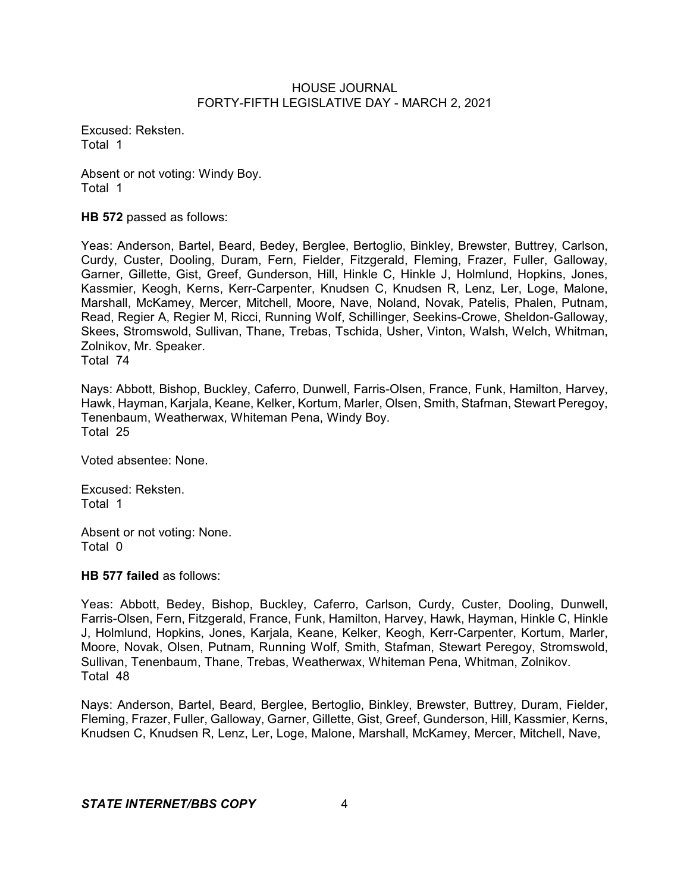Excused: Reksten.
Total 1

Absent or not voting: Windy Boy.
Total 1

**HB 572** passed as follows:

Yeas: Anderson, Bartel, Beard, Bedey, Berglee, Bertoglio, Binkley, Brewster, Buttrey, Carlson, Curdy, Custer, Dooling, Duram, Fern, Fielder, Fitzgerald, Fleming, Frazer, Fuller, Galloway, Garner, Gillette, Gist, Greef, Gunderson, Hill, Hinkle C, Hinkle J, Holmlund, Hopkins, Jones, Kassmier, Keogh, Kerns, Kerr-Carpenter, Knudsen C, Knudsen R, Lenz, Ler, Loge, Malone, Marshall, McKamey, Mercer, Mitchell, Moore, Nave, Noland, Novak, Patelis, Phalen, Putnam, Read, Regier A, Regier M, Ricci, Running Wolf, Schillinger, Seekins-Crowe, Sheldon-Galloway, Skees, Stromswold, Sullivan, Thane, Trebas, Tschida, Usher, Vinton, Walsh, Welch, Whitman, Zolnikov, Mr. Speaker.
Total 74

Nays: Abbott, Bishop, Buckley, Caferro, Dunwell, Farris-Olsen, France, Funk, Hamilton, Harvey, Hawk, Hayman, Karjala, Keane, Kelker, Kortum, Marler, Olsen, Smith, Stafman, Stewart Peregoy, Tenenbaum, Weatherwax, Whiteman Pena, Windy Boy.
Total 25

Voted absentee: None.

Excused: Reksten.
Total 1

Absent or not voting: None.
Total 0

**HB 577 failed** as follows:

Yeas: Abbott, Bedey, Bishop, Buckley, Caferro, Carlson, Curdy, Custer, Dooling, Dunwell, Farris-Olsen, Fern, Fitzgerald, France, Funk, Hamilton, Harvey, Hawk, Hayman, Hinkle C, Hinkle J, Holmlund, Hopkins, Jones, Karjala, Keane, Kelker, Keogh, Kerr-Carpenter, Kortum, Marler, Moore, Novak, Olsen, Putnam, Running Wolf, Smith, Stafman, Stewart Peregoy, Stromswold, Sullivan, Tenenbaum, Thane, Trebas, Weatherwax, Whiteman Pena, Whitman, Zolnikov.
Total 48

Nays: Anderson, Bartel, Beard, Berglee, Bertoglio, Binkley, Brewster, Buttrey, Duram, Fielder, Fleming, Frazer, Fuller, Galloway, Garner, Gillette, Gist, Greef, Gunderson, Hill, Kassmier, Kerns, Knudsen C, Knudsen R, Lenz, Ler, Loge, Malone, Marshall, McKamey, Mercer, Mitchell, Nave,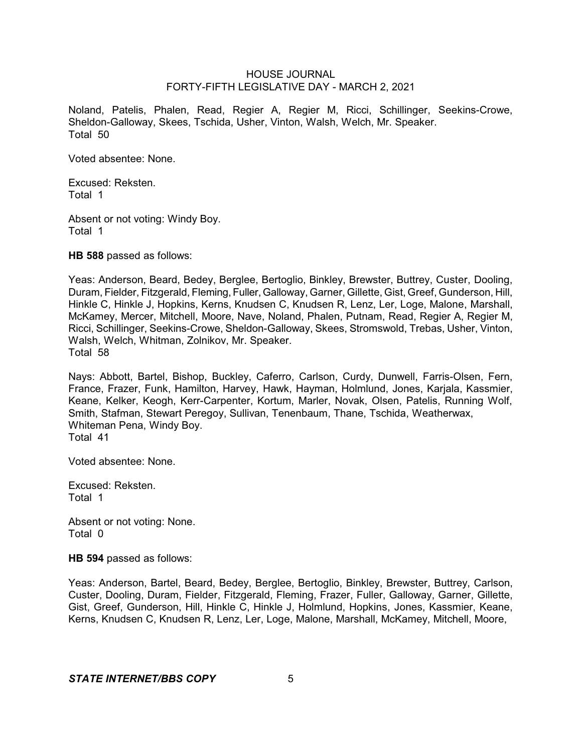Noland, Patelis, Phalen, Read, Regier A, Regier M, Ricci, Schillinger, Seekins-Crowe, Sheldon-Galloway, Skees, Tschida, Usher, Vinton, Walsh, Welch, Mr. Speaker.
Total 50

Voted absentee: None.

Excused: Reksten.
Total 1

Absent or not voting: Windy Boy.
Total 1

**HB 588** passed as follows:

Yeas: Anderson, Beard, Bedey, Berglee, Bertoglio, Binkley, Brewster, Buttrey, Custer, Dooling, Duram, Fielder, Fitzgerald, Fleming, Fuller, Galloway, Garner, Gillette, Gist, Greef, Gunderson, Hill, Hinkle C, Hinkle J, Hopkins, Kerns, Knudsen C, Knudsen R, Lenz, Ler, Loge, Malone, Marshall, McKamey, Mercer, Mitchell, Moore, Nave, Noland, Phalen, Putnam, Read, Regier A, Regier M, Ricci, Schillinger, Seekins-Crowe, Sheldon-Galloway, Skees, Stromswold, Trebas, Usher, Vinton, Walsh, Welch, Whitman, Zolnikov, Mr. Speaker.
Total 58

Nays: Abbott, Bartel, Bishop, Buckley, Caferro, Carlson, Curdy, Dunwell, Farris-Olsen, Fern, France, Frazer, Funk, Hamilton, Harvey, Hawk, Hayman, Holmlund, Jones, Karjala, Kassmier, Keane, Kelker, Keogh, Kerr-Carpenter, Kortum, Marler, Novak, Olsen, Patelis, Running Wolf, Smith, Stafman, Stewart Peregoy, Sullivan, Tenenbaum, Thane, Tschida, Weatherwax, Whiteman Pena, Windy Boy.
Total 41

Voted absentee: None.

Excused: Reksten.
Total 1

Absent or not voting: None.
Total 0

**HB 594** passed as follows:

Yeas: Anderson, Bartel, Beard, Bedey, Berglee, Bertoglio, Binkley, Brewster, Buttrey, Carlson, Custer, Dooling, Duram, Fielder, Fitzgerald, Fleming, Frazer, Fuller, Galloway, Garner, Gillette, Gist, Greef, Gunderson, Hill, Hinkle C, Hinkle J, Holmlund, Hopkins, Jones, Kassmier, Keane, Kerns, Knudsen C, Knudsen R, Lenz, Ler, Loge, Malone, Marshall, McKamey, Mitchell, Moore,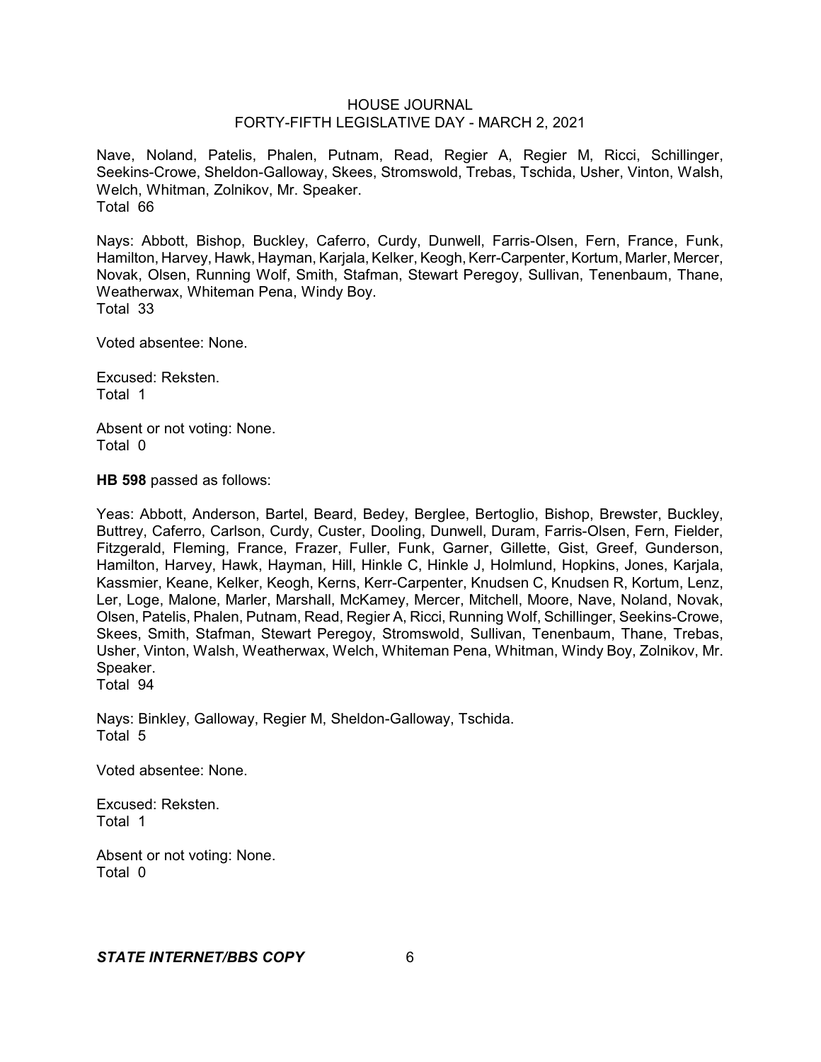Nave, Noland, Patelis, Phalen, Putnam, Read, Regier A, Regier M, Ricci, Schillinger, Seekins-Crowe, Sheldon-Galloway, Skees, Stromswold, Trebas, Tschida, Usher, Vinton, Walsh, Welch, Whitman, Zolnikov, Mr. Speaker.
Total 66

Nays: Abbott, Bishop, Buckley, Caferro, Curdy, Dunwell, Farris-Olsen, Fern, France, Funk, Hamilton, Harvey, Hawk, Hayman, Karjala, Kelker, Keogh, Kerr-Carpenter, Kortum, Marler, Mercer, Novak, Olsen, Running Wolf, Smith, Stafman, Stewart Peregoy, Sullivan, Tenenbaum, Thane, Weatherwax, Whiteman Pena, Windy Boy.
Total 33

Voted absentee: None.

Excused: Reksten.
Total 1

Absent or not voting: None.
Total 0

**HB 598** passed as follows:

Yeas: Abbott, Anderson, Bartel, Beard, Bedey, Berglee, Bertoglio, Bishop, Brewster, Buckley, Buttrey, Caferro, Carlson, Curdy, Custer, Dooling, Dunwell, Duram, Farris-Olsen, Fern, Fielder, Fitzgerald, Fleming, France, Frazer, Fuller, Funk, Garner, Gillette, Gist, Greef, Gunderson, Hamilton, Harvey, Hawk, Hayman, Hill, Hinkle C, Hinkle J, Holmlund, Hopkins, Jones, Karjala, Kassmier, Keane, Kelker, Keogh, Kerns, Kerr-Carpenter, Knudsen C, Knudsen R, Kortum, Lenz, Ler, Loge, Malone, Marler, Marshall, McKamey, Mercer, Mitchell, Moore, Nave, Noland, Novak, Olsen, Patelis, Phalen, Putnam, Read, Regier A, Ricci, Running Wolf, Schillinger, Seekins-Crowe, Skees, Smith, Stafman, Stewart Peregoy, Stromswold, Sullivan, Tenenbaum, Thane, Trebas, Usher, Vinton, Walsh, Weatherwax, Welch, Whiteman Pena, Whitman, Windy Boy, Zolnikov, Mr. Speaker.
Total 94

Nays: Binkley, Galloway, Regier M, Sheldon-Galloway, Tschida.
Total 5

Voted absentee: None.

Excused: Reksten.
Total 1

Absent or not voting: None.
Total 0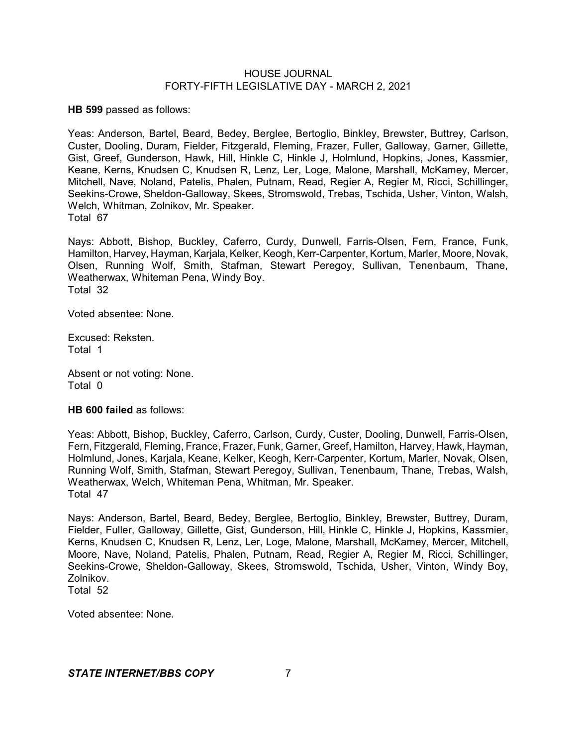**HB 599** passed as follows:

Yeas: Anderson, Bartel, Beard, Bedey, Berglee, Bertoglio, Binkley, Brewster, Buttrey, Carlson, Custer, Dooling, Duram, Fielder, Fitzgerald, Fleming, Frazer, Fuller, Galloway, Garner, Gillette, Gist, Greef, Gunderson, Hawk, Hill, Hinkle C, Hinkle J, Holmlund, Hopkins, Jones, Kassmier, Keane, Kerns, Knudsen C, Knudsen R, Lenz, Ler, Loge, Malone, Marshall, McKamey, Mercer, Mitchell, Nave, Noland, Patelis, Phalen, Putnam, Read, Regier A, Regier M, Ricci, Schillinger, Seekins-Crowe, Sheldon-Galloway, Skees, Stromswold, Trebas, Tschida, Usher, Vinton, Walsh, Welch, Whitman, Zolnikov, Mr. Speaker.
Total 67

Nays: Abbott, Bishop, Buckley, Caferro, Curdy, Dunwell, Farris-Olsen, Fern, France, Funk, Hamilton, Harvey, Hayman, Karjala, Kelker, Keogh, Kerr-Carpenter, Kortum, Marler, Moore, Novak, Olsen, Running Wolf, Smith, Stafman, Stewart Peregoy, Sullivan, Tenenbaum, Thane, Weatherwax, Whiteman Pena, Windy Boy.
Total 32

Voted absentee: None.

Excused: Reksten.
Total 1

Absent or not voting: None.
Total 0

**HB 600 failed** as follows:

Yeas: Abbott, Bishop, Buckley, Caferro, Carlson, Curdy, Custer, Dooling, Dunwell, Farris-Olsen, Fern, Fitzgerald, Fleming, France, Frazer, Funk, Garner, Greef, Hamilton, Harvey, Hawk, Hayman, Holmlund, Jones, Karjala, Keane, Kelker, Keogh, Kerr-Carpenter, Kortum, Marler, Novak, Olsen, Running Wolf, Smith, Stafman, Stewart Peregoy, Sullivan, Tenenbaum, Thane, Trebas, Walsh, Weatherwax, Welch, Whiteman Pena, Whitman, Mr. Speaker.
Total 47

Nays: Anderson, Bartel, Beard, Bedey, Berglee, Bertoglio, Binkley, Brewster, Buttrey, Duram, Fielder, Fuller, Galloway, Gillette, Gist, Gunderson, Hill, Hinkle C, Hinkle J, Hopkins, Kassmier, Kerns, Knudsen C, Knudsen R, Lenz, Ler, Loge, Malone, Marshall, McKamey, Mercer, Mitchell, Moore, Nave, Noland, Patelis, Phalen, Putnam, Read, Regier A, Regier M, Ricci, Schillinger, Seekins-Crowe, Sheldon-Galloway, Skees, Stromswold, Tschida, Usher, Vinton, Windy Boy, Zolnikov.
Total 52

Voted absentee: None.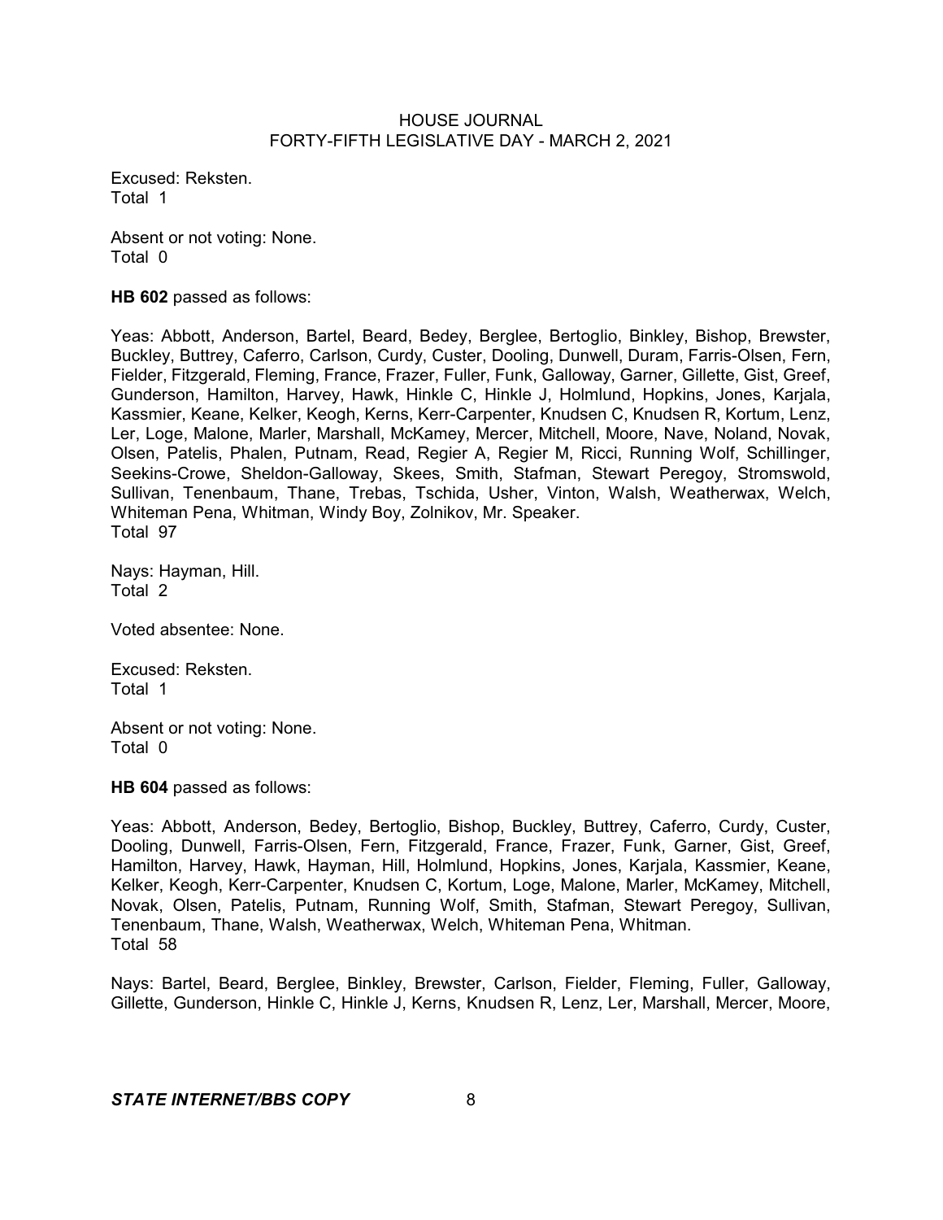Excused: Reksten.
Total 1

Absent or not voting: None.
Total 0

**HB 602** passed as follows:

Yeas: Abbott, Anderson, Bartel, Beard, Bedey, Berglee, Bertoglio, Binkley, Bishop, Brewster, Buckley, Buttrey, Caferro, Carlson, Curdy, Custer, Dooling, Dunwell, Duram, Farris-Olsen, Fern, Fielder, Fitzgerald, Fleming, France, Frazer, Fuller, Funk, Galloway, Garner, Gillette, Gist, Greef, Gunderson, Hamilton, Harvey, Hawk, Hinkle C, Hinkle J, Holmlund, Hopkins, Jones, Karjala, Kassmier, Keane, Kelker, Keogh, Kerns, Kerr-Carpenter, Knudsen C, Knudsen R, Kortum, Lenz, Ler, Loge, Malone, Marler, Marshall, McKamey, Mercer, Mitchell, Moore, Nave, Noland, Novak, Olsen, Patelis, Phalen, Putnam, Read, Regier A, Regier M, Ricci, Running Wolf, Schillinger, Seekins-Crowe, Sheldon-Galloway, Skees, Smith, Stafman, Stewart Peregoy, Stromswold, Sullivan, Tenenbaum, Thane, Trebas, Tschida, Usher, Vinton, Walsh, Weatherwax, Welch, Whiteman Pena, Whitman, Windy Boy, Zolnikov, Mr. Speaker.
Total 97

Nays: Hayman, Hill.
Total 2

Voted absentee: None.

Excused: Reksten.
Total 1

Absent or not voting: None.
Total 0

**HB 604** passed as follows:

Yeas: Abbott, Anderson, Bedey, Bertoglio, Bishop, Buckley, Buttrey, Caferro, Curdy, Custer, Dooling, Dunwell, Farris-Olsen, Fern, Fitzgerald, France, Frazer, Funk, Garner, Gist, Greef, Hamilton, Harvey, Hawk, Hayman, Hill, Holmlund, Hopkins, Jones, Karjala, Kassmier, Keane, Kelker, Keogh, Kerr-Carpenter, Knudsen C, Kortum, Loge, Malone, Marler, McKamey, Mitchell, Novak, Olsen, Patelis, Putnam, Running Wolf, Smith, Stafman, Stewart Peregoy, Sullivan, Tenenbaum, Thane, Walsh, Weatherwax, Welch, Whiteman Pena, Whitman.
Total 58

Nays: Bartel, Beard, Berglee, Binkley, Brewster, Carlson, Fielder, Fleming, Fuller, Galloway, Gillette, Gunderson, Hinkle C, Hinkle J, Kerns, Knudsen R, Lenz, Ler, Marshall, Mercer, Moore,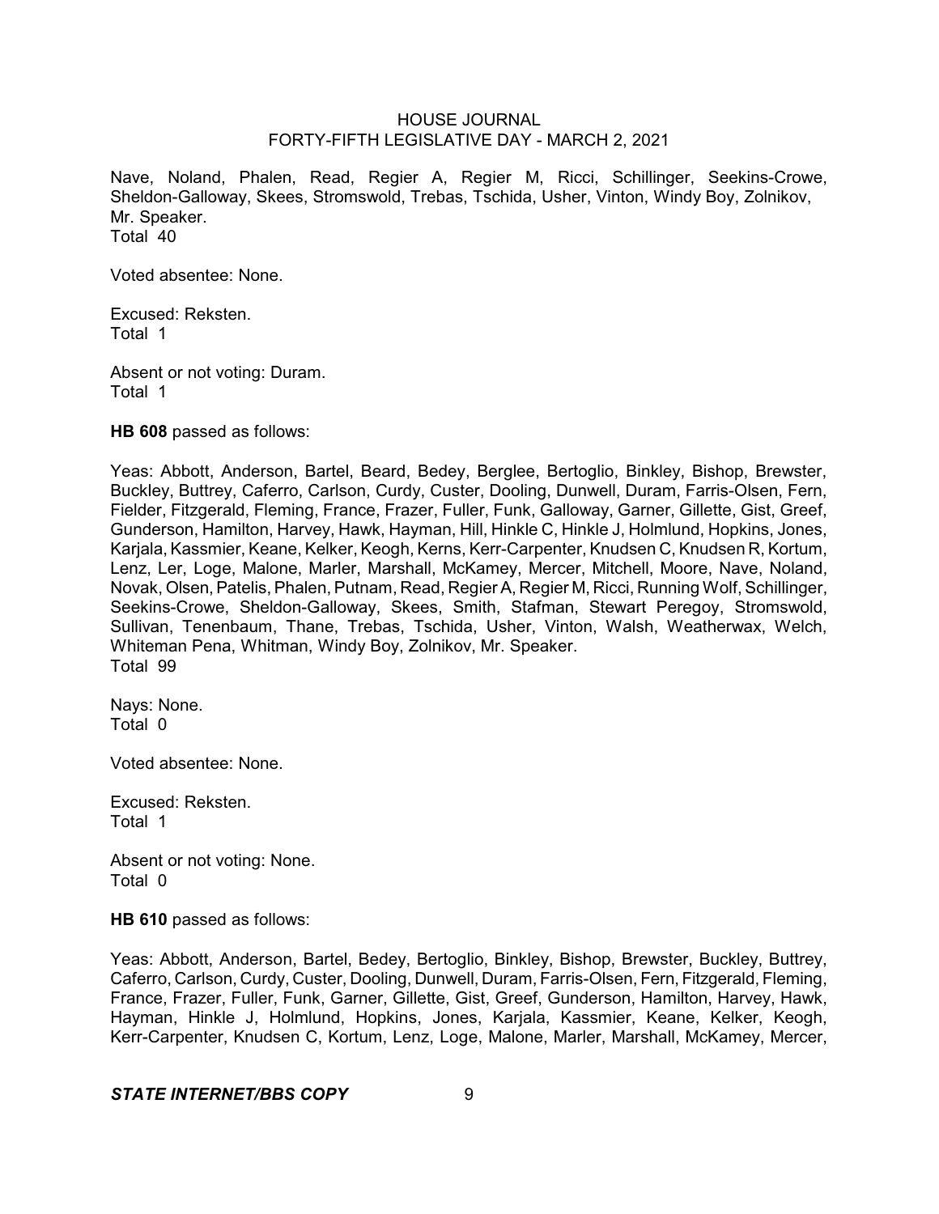Nave, Noland, Phalen, Read, Regier A, Regier M, Ricci, Schillinger, Seekins-Crowe, Sheldon-Galloway, Skees, Stromswold, Trebas, Tschida, Usher, Vinton, Windy Boy, Zolnikov, Mr. Speaker.
Total 40

Voted absentee: None.

Excused: Reksten.
Total 1

Absent or not voting: Duram.
Total 1

**HB 608** passed as follows:

Yeas: Abbott, Anderson, Bartel, Beard, Bedey, Berglee, Bertoglio, Binkley, Bishop, Brewster, Buckley, Buttrey, Caferro, Carlson, Curdy, Custer, Dooling, Dunwell, Duram, Farris-Olsen, Fern, Fielder, Fitzgerald, Fleming, France, Frazer, Fuller, Funk, Galloway, Garner, Gillette, Gist, Greef, Gunderson, Hamilton, Harvey, Hawk, Hayman, Hill, Hinkle C, Hinkle J, Holmlund, Hopkins, Jones, Karjala, Kassmier, Keane, Kelker, Keogh, Kerns, Kerr-Carpenter, Knudsen C, Knudsen R, Kortum, Lenz, Ler, Loge, Malone, Marler, Marshall, McKamey, Mercer, Mitchell, Moore, Nave, Noland, Novak, Olsen, Patelis, Phalen, Putnam, Read, Regier A, Regier M, Ricci, Running Wolf, Schillinger, Seekins-Crowe, Sheldon-Galloway, Skees, Smith, Stafman, Stewart Peregoy, Stromswold, Sullivan, Tenenbaum, Thane, Trebas, Tschida, Usher, Vinton, Walsh, Weatherwax, Welch, Whiteman Pena, Whitman, Windy Boy, Zolnikov, Mr. Speaker.
Total 99

Nays: None.
Total 0

Voted absentee: None.

Excused: Reksten.
Total 1

Absent or not voting: None.
Total 0

**HB 610** passed as follows:

Yeas: Abbott, Anderson, Bartel, Bedey, Bertoglio, Binkley, Bishop, Brewster, Buckley, Buttrey, Caferro, Carlson, Curdy, Custer, Dooling, Dunwell, Duram, Farris-Olsen, Fern, Fitzgerald, Fleming, France, Frazer, Fuller, Funk, Garner, Gillette, Gist, Greef, Gunderson, Hamilton, Harvey, Hawk, Hayman, Hinkle J, Holmlund, Hopkins, Jones, Karjala, Kassmier, Keane, Kelker, Keogh, Kerr-Carpenter, Knudsen C, Kortum, Lenz, Loge, Malone, Marler, Marshall, McKamey, Mercer,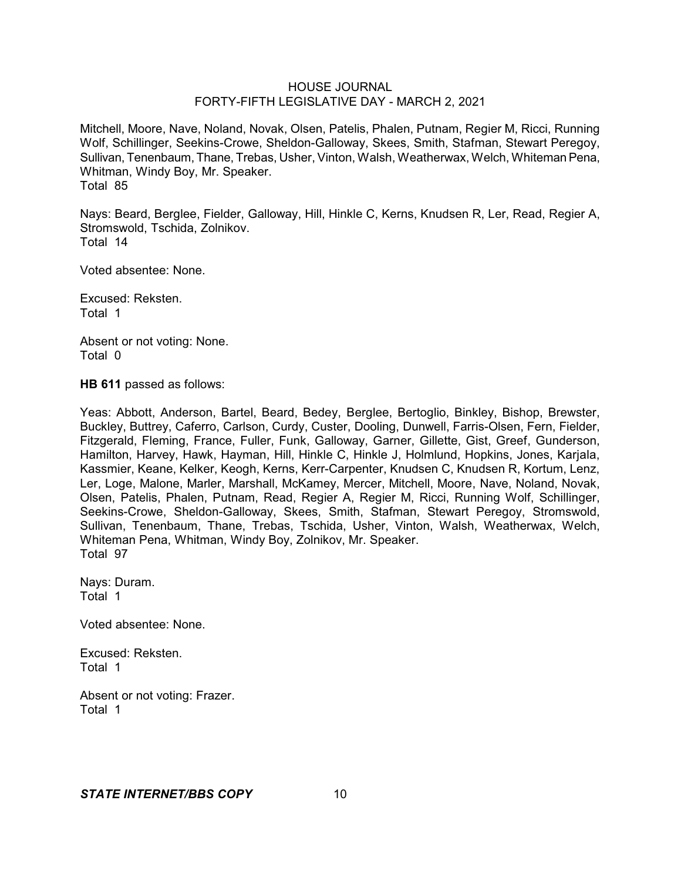Mitchell, Moore, Nave, Noland, Novak, Olsen, Patelis, Phalen, Putnam, Regier M, Ricci, Running Wolf, Schillinger, Seekins-Crowe, Sheldon-Galloway, Skees, Smith, Stafman, Stewart Peregoy, Sullivan, Tenenbaum, Thane, Trebas, Usher, Vinton, Walsh, Weatherwax, Welch, Whiteman Pena, Whitman, Windy Boy, Mr. Speaker.
Total 85

Nays: Beard, Berglee, Fielder, Galloway, Hill, Hinkle C, Kerns, Knudsen R, Ler, Read, Regier A, Stromswold, Tschida, Zolnikov.
Total 14

Voted absentee: None.

Excused: Reksten.
Total 1

Absent or not voting: None.
Total 0

**HB 611** passed as follows:

Yeas: Abbott, Anderson, Bartel, Beard, Bedey, Berglee, Bertoglio, Binkley, Bishop, Brewster, Buckley, Buttrey, Caferro, Carlson, Curdy, Custer, Dooling, Dunwell, Farris-Olsen, Fern, Fielder, Fitzgerald, Fleming, France, Fuller, Funk, Galloway, Garner, Gillette, Gist, Greef, Gunderson, Hamilton, Harvey, Hawk, Hayman, Hill, Hinkle C, Hinkle J, Holmlund, Hopkins, Jones, Karjala, Kassmier, Keane, Kelker, Keogh, Kerns, Kerr-Carpenter, Knudsen C, Knudsen R, Kortum, Lenz, Ler, Loge, Malone, Marler, Marshall, McKamey, Mercer, Mitchell, Moore, Nave, Noland, Novak, Olsen, Patelis, Phalen, Putnam, Read, Regier A, Regier M, Ricci, Running Wolf, Schillinger, Seekins-Crowe, Sheldon-Galloway, Skees, Smith, Stafman, Stewart Peregoy, Stromswold, Sullivan, Tenenbaum, Thane, Trebas, Tschida, Usher, Vinton, Walsh, Weatherwax, Welch, Whiteman Pena, Whitman, Windy Boy, Zolnikov, Mr. Speaker.
Total 97

Nays: Duram.
Total 1

Voted absentee: None.

Excused: Reksten.
Total 1

Absent or not voting: Frazer.
Total 1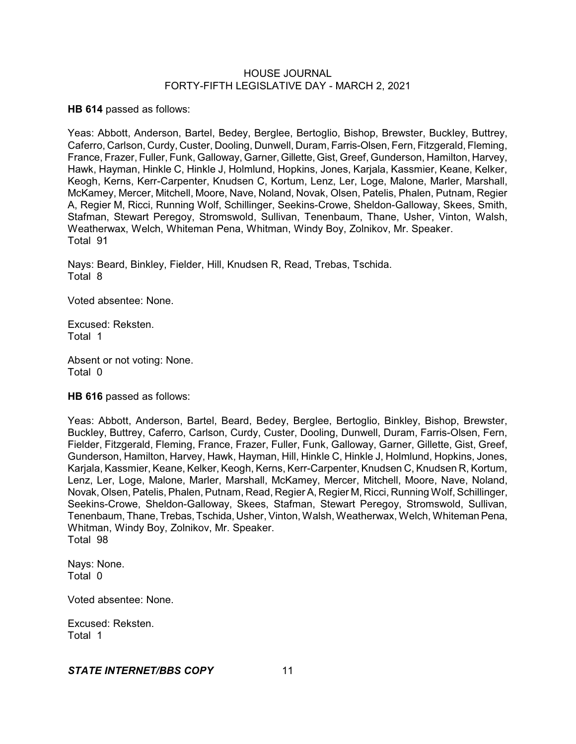**HB 614** passed as follows:

Yeas: Abbott, Anderson, Bartel, Bedey, Berglee, Bertoglio, Bishop, Brewster, Buckley, Buttrey, Caferro, Carlson, Curdy, Custer, Dooling, Dunwell, Duram, Farris-Olsen, Fern, Fitzgerald, Fleming, France, Frazer, Fuller, Funk, Galloway, Garner, Gillette, Gist, Greef, Gunderson, Hamilton, Harvey, Hawk, Hayman, Hinkle C, Hinkle J, Holmlund, Hopkins, Jones, Karjala, Kassmier, Keane, Kelker, Keogh, Kerns, Kerr-Carpenter, Knudsen C, Kortum, Lenz, Ler, Loge, Malone, Marler, Marshall, McKamey, Mercer, Mitchell, Moore, Nave, Noland, Novak, Olsen, Patelis, Phalen, Putnam, Regier A, Regier M, Ricci, Running Wolf, Schillinger, Seekins-Crowe, Sheldon-Galloway, Skees, Smith, Stafman, Stewart Peregoy, Stromswold, Sullivan, Tenenbaum, Thane, Usher, Vinton, Walsh, Weatherwax, Welch, Whiteman Pena, Whitman, Windy Boy, Zolnikov, Mr. Speaker.
Total 91

Nays: Beard, Binkley, Fielder, Hill, Knudsen R, Read, Trebas, Tschida.
Total 8

Voted absentee: None.

Excused: Reksten.
Total 1

Absent or not voting: None.
Total 0

**HB 616** passed as follows:

Yeas: Abbott, Anderson, Bartel, Beard, Bedey, Berglee, Bertoglio, Binkley, Bishop, Brewster, Buckley, Buttrey, Caferro, Carlson, Curdy, Custer, Dooling, Dunwell, Duram, Farris-Olsen, Fern, Fielder, Fitzgerald, Fleming, France, Frazer, Fuller, Funk, Galloway, Garner, Gillette, Gist, Greef, Gunderson, Hamilton, Harvey, Hawk, Hayman, Hill, Hinkle C, Hinkle J, Holmlund, Hopkins, Jones, Karjala, Kassmier, Keane, Kelker, Keogh, Kerns, Kerr-Carpenter, Knudsen C, Knudsen R, Kortum, Lenz, Ler, Loge, Malone, Marler, Marshall, McKamey, Mercer, Mitchell, Moore, Nave, Noland, Novak, Olsen, Patelis, Phalen, Putnam, Read, Regier A, Regier M, Ricci, Running Wolf, Schillinger, Seekins-Crowe, Sheldon-Galloway, Skees, Stafman, Stewart Peregoy, Stromswold, Sullivan, Tenenbaum, Thane, Trebas, Tschida, Usher, Vinton, Walsh, Weatherwax, Welch, Whiteman Pena, Whitman, Windy Boy, Zolnikov, Mr. Speaker.
Total 98

Nays: None.
Total 0

Voted absentee: None.

Excused: Reksten.
Total 1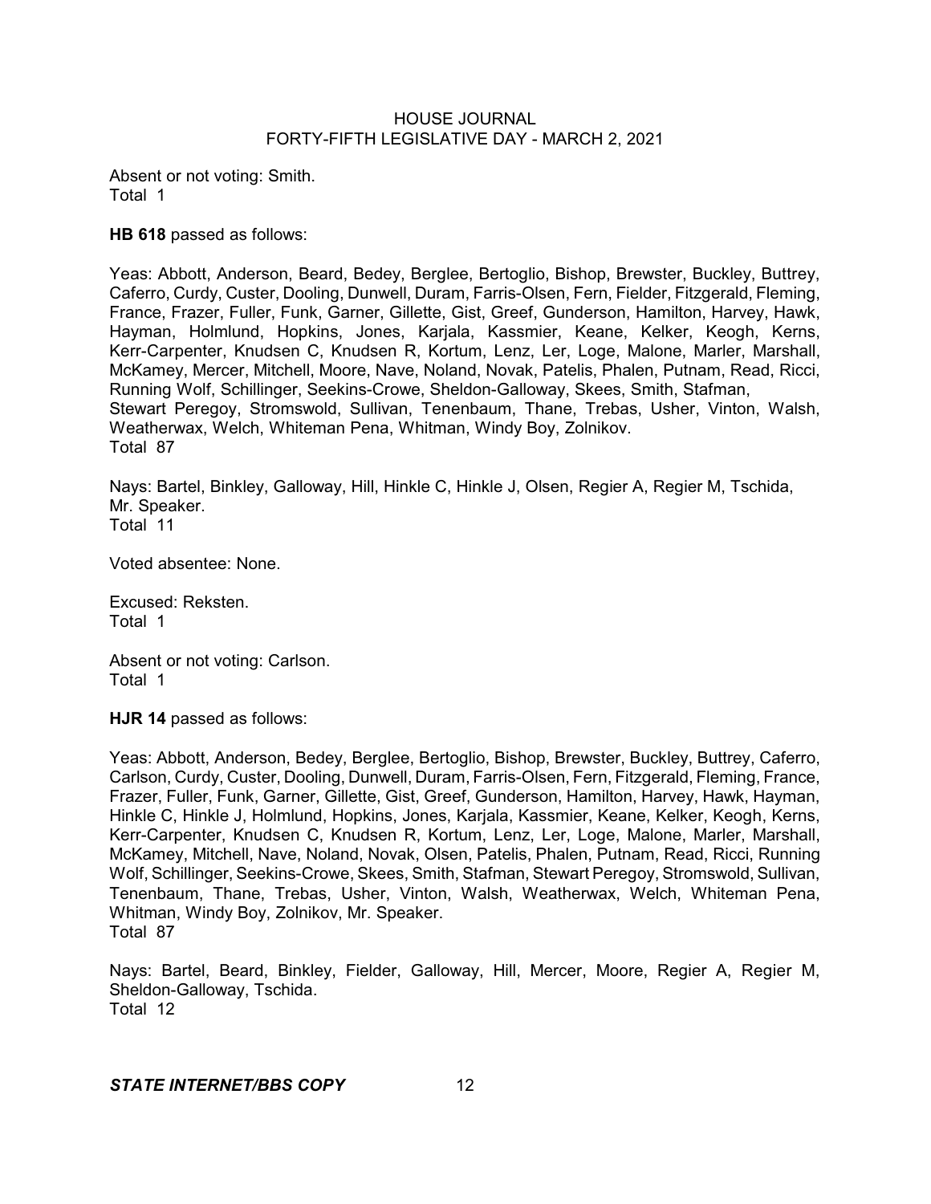Absent or not voting: Smith.
Total 1

**HB 618** passed as follows:

Yeas: Abbott, Anderson, Beard, Bedey, Berglee, Bertoglio, Bishop, Brewster, Buckley, Buttrey, Caferro, Curdy, Custer, Dooling, Dunwell, Duram, Farris-Olsen, Fern, Fielder, Fitzgerald, Fleming, France, Frazer, Fuller, Funk, Garner, Gillette, Gist, Greef, Gunderson, Hamilton, Harvey, Hawk, Hayman, Holmlund, Hopkins, Jones, Karjala, Kassmier, Keane, Kelker, Keogh, Kerns, Kerr-Carpenter, Knudsen C, Knudsen R, Kortum, Lenz, Ler, Loge, Malone, Marler, Marshall, McKamey, Mercer, Mitchell, Moore, Nave, Noland, Novak, Patelis, Phalen, Putnam, Read, Ricci, Running Wolf, Schillinger, Seekins-Crowe, Sheldon-Galloway, Skees, Smith, Stafman, Stewart Peregoy, Stromswold, Sullivan, Tenenbaum, Thane, Trebas, Usher, Vinton, Walsh, Weatherwax, Welch, Whiteman Pena, Whitman, Windy Boy, Zolnikov.
Total 87

Nays: Bartel, Binkley, Galloway, Hill, Hinkle C, Hinkle J, Olsen, Regier A, Regier M, Tschida, Mr. Speaker.
Total 11

Voted absentee: None.

Excused: Reksten.
Total 1

Absent or not voting: Carlson.
Total 1

**HJR 14** passed as follows:

Yeas: Abbott, Anderson, Bedey, Berglee, Bertoglio, Bishop, Brewster, Buckley, Buttrey, Caferro, Carlson, Curdy, Custer, Dooling, Dunwell, Duram, Farris-Olsen, Fern, Fitzgerald, Fleming, France, Frazer, Fuller, Funk, Garner, Gillette, Gist, Greef, Gunderson, Hamilton, Harvey, Hawk, Hayman, Hinkle C, Hinkle J, Holmlund, Hopkins, Jones, Karjala, Kassmier, Keane, Kelker, Keogh, Kerns, Kerr-Carpenter, Knudsen C, Knudsen R, Kortum, Lenz, Ler, Loge, Malone, Marler, Marshall, McKamey, Mitchell, Nave, Noland, Novak, Olsen, Patelis, Phalen, Putnam, Read, Ricci, Running Wolf, Schillinger, Seekins-Crowe, Skees, Smith, Stafman, Stewart Peregoy, Stromswold, Sullivan, Tenenbaum, Thane, Trebas, Usher, Vinton, Walsh, Weatherwax, Welch, Whiteman Pena, Whitman, Windy Boy, Zolnikov, Mr. Speaker.
Total 87

Nays: Bartel, Beard, Binkley, Fielder, Galloway, Hill, Mercer, Moore, Regier A, Regier M, Sheldon-Galloway, Tschida.
Total 12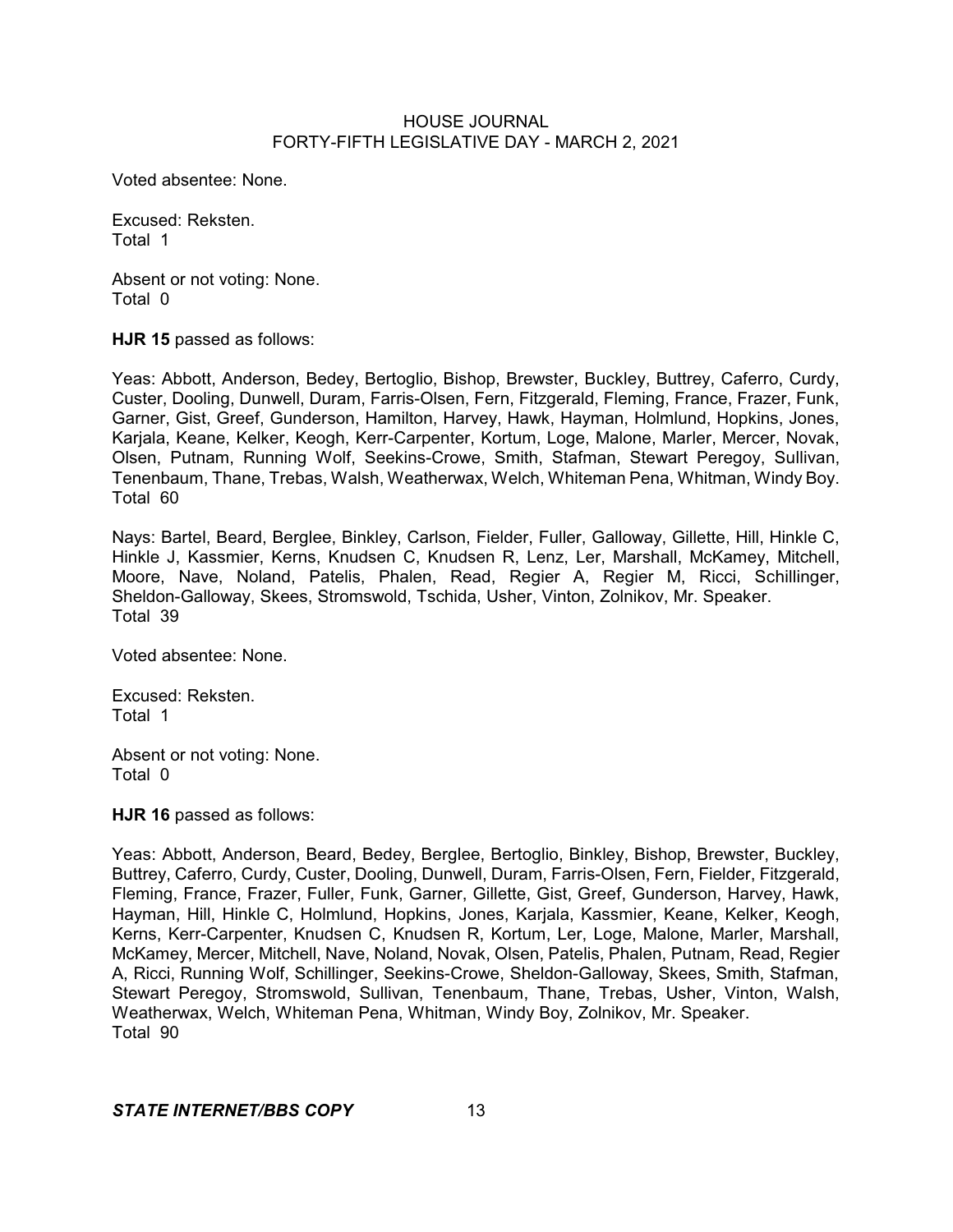Voted absentee: None.

Excused: Reksten.
Total 1

Absent or not voting: None.
Total 0

**HJR 15** passed as follows:

Yeas: Abbott, Anderson, Bedey, Bertoglio, Bishop, Brewster, Buckley, Buttrey, Caferro, Curdy, Custer, Dooling, Dunwell, Duram, Farris-Olsen, Fern, Fitzgerald, Fleming, France, Frazer, Funk, Garner, Gist, Greef, Gunderson, Hamilton, Harvey, Hawk, Hayman, Holmlund, Hopkins, Jones, Karjala, Keane, Kelker, Keogh, Kerr-Carpenter, Kortum, Loge, Malone, Marler, Mercer, Novak, Olsen, Putnam, Running Wolf, Seekins-Crowe, Smith, Stafman, Stewart Peregoy, Sullivan, Tenenbaum, Thane, Trebas, Walsh, Weatherwax, Welch, Whiteman Pena, Whitman, Windy Boy.
Total 60

Nays: Bartel, Beard, Berglee, Binkley, Carlson, Fielder, Fuller, Galloway, Gillette, Hill, Hinkle C, Hinkle J, Kassmier, Kerns, Knudsen C, Knudsen R, Lenz, Ler, Marshall, McKamey, Mitchell, Moore, Nave, Noland, Patelis, Phalen, Read, Regier A, Regier M, Ricci, Schillinger, Sheldon-Galloway, Skees, Stromswold, Tschida, Usher, Vinton, Zolnikov, Mr. Speaker.
Total 39

Voted absentee: None.

Excused: Reksten.
Total 1

Absent or not voting: None.
Total 0

**HJR 16** passed as follows:

Yeas: Abbott, Anderson, Beard, Bedey, Berglee, Bertoglio, Binkley, Bishop, Brewster, Buckley, Buttrey, Caferro, Curdy, Custer, Dooling, Dunwell, Duram, Farris-Olsen, Fern, Fielder, Fitzgerald, Fleming, France, Frazer, Fuller, Funk, Garner, Gillette, Gist, Greef, Gunderson, Harvey, Hawk, Hayman, Hill, Hinkle C, Holmlund, Hopkins, Jones, Karjala, Kassmier, Keane, Kelker, Keogh, Kerns, Kerr-Carpenter, Knudsen C, Knudsen R, Kortum, Ler, Loge, Malone, Marler, Marshall, McKamey, Mercer, Mitchell, Nave, Noland, Novak, Olsen, Patelis, Phalen, Putnam, Read, Regier A, Ricci, Running Wolf, Schillinger, Seekins-Crowe, Sheldon-Galloway, Skees, Smith, Stafman, Stewart Peregoy, Stromswold, Sullivan, Tenenbaum, Thane, Trebas, Usher, Vinton, Walsh, Weatherwax, Welch, Whiteman Pena, Whitman, Windy Boy, Zolnikov, Mr. Speaker.
Total 90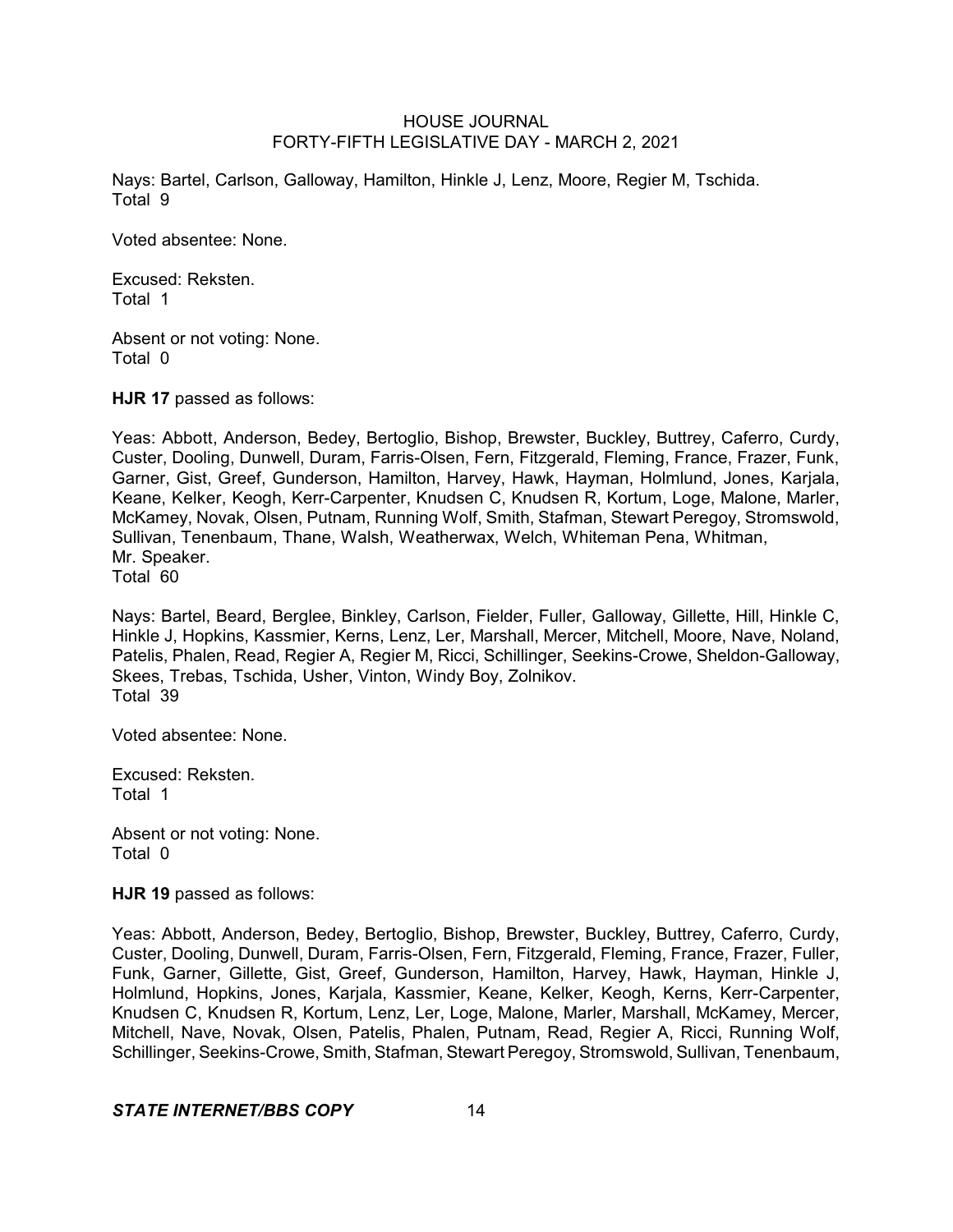Nays: Bartel, Carlson, Galloway, Hamilton, Hinkle J, Lenz, Moore, Regier M, Tschida.
Total 9

Voted absentee: None.

Excused: Reksten.
Total 1

Absent or not voting: None.
Total 0

**HJR 17** passed as follows:

Yeas: Abbott, Anderson, Bedey, Bertoglio, Bishop, Brewster, Buckley, Buttrey, Caferro, Curdy, Custer, Dooling, Dunwell, Duram, Farris-Olsen, Fern, Fitzgerald, Fleming, France, Frazer, Funk, Garner, Gist, Greef, Gunderson, Hamilton, Harvey, Hawk, Hayman, Holmlund, Jones, Karjala, Keane, Kelker, Keogh, Kerr-Carpenter, Knudsen C, Knudsen R, Kortum, Loge, Malone, Marler, McKamey, Novak, Olsen, Putnam, Running Wolf, Smith, Stafman, Stewart Peregoy, Stromswold, Sullivan, Tenenbaum, Thane, Walsh, Weatherwax, Welch, Whiteman Pena, Whitman, Mr. Speaker.
Total 60

Nays: Bartel, Beard, Berglee, Binkley, Carlson, Fielder, Fuller, Galloway, Gillette, Hill, Hinkle C, Hinkle J, Hopkins, Kassmier, Kerns, Lenz, Ler, Marshall, Mercer, Mitchell, Moore, Nave, Noland, Patelis, Phalen, Read, Regier A, Regier M, Ricci, Schillinger, Seekins-Crowe, Sheldon-Galloway, Skees, Trebas, Tschida, Usher, Vinton, Windy Boy, Zolnikov.
Total 39

Voted absentee: None.

Excused: Reksten.
Total 1

Absent or not voting: None.
Total 0

**HJR 19** passed as follows:

Yeas: Abbott, Anderson, Bedey, Bertoglio, Bishop, Brewster, Buckley, Buttrey, Caferro, Curdy, Custer, Dooling, Dunwell, Duram, Farris-Olsen, Fern, Fitzgerald, Fleming, France, Frazer, Fuller, Funk, Garner, Gillette, Gist, Greef, Gunderson, Hamilton, Harvey, Hawk, Hayman, Hinkle J, Holmlund, Hopkins, Jones, Karjala, Kassmier, Keane, Kelker, Keogh, Kerns, Kerr-Carpenter, Knudsen C, Knudsen R, Kortum, Lenz, Ler, Loge, Malone, Marler, Marshall, McKamey, Mercer, Mitchell, Nave, Novak, Olsen, Patelis, Phalen, Putnam, Read, Regier A, Ricci, Running Wolf, Schillinger, Seekins-Crowe, Smith, Stafman, Stewart Peregoy, Stromswold, Sullivan, Tenenbaum,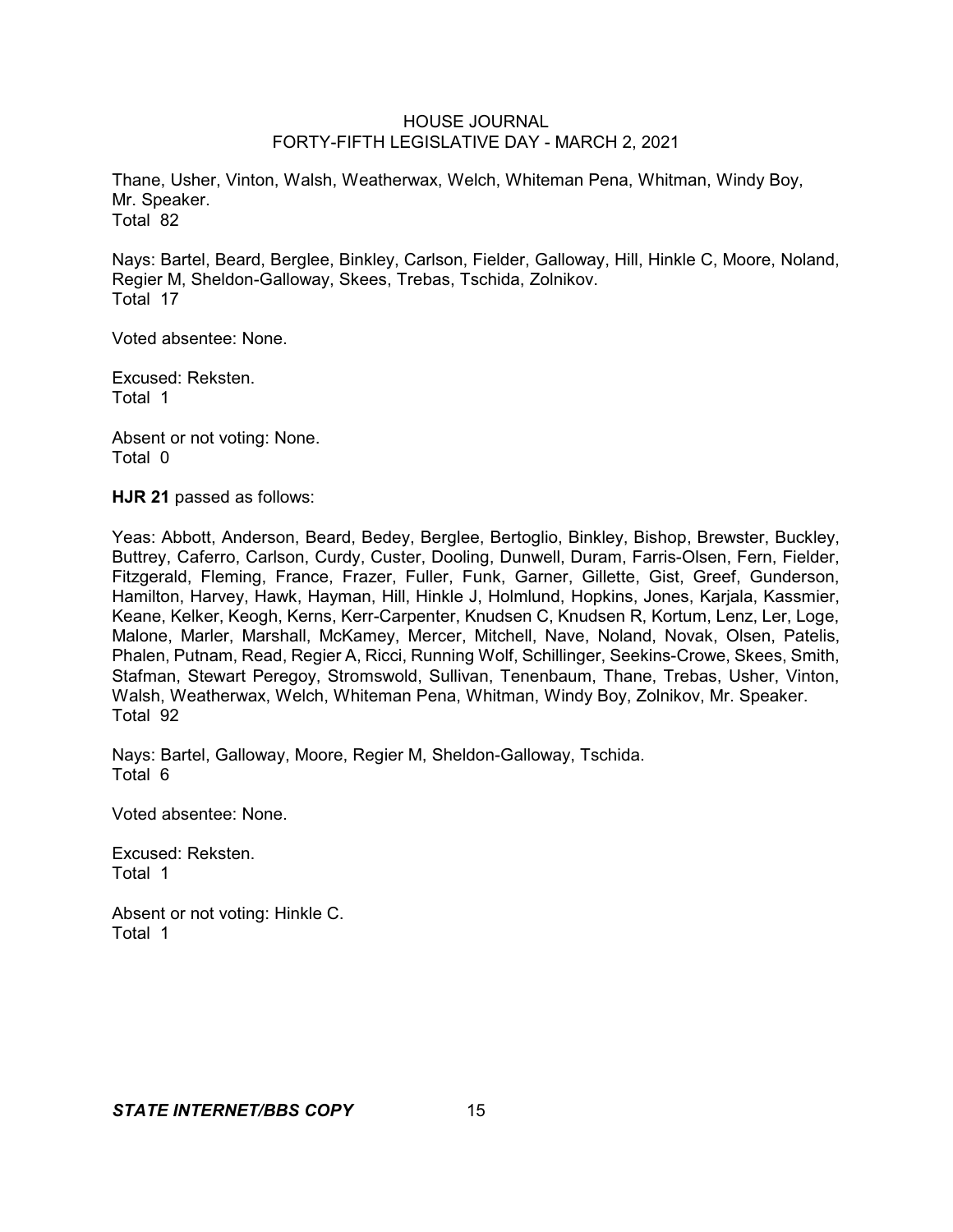Thane, Usher, Vinton, Walsh, Weatherwax, Welch, Whiteman Pena, Whitman, Windy Boy, Mr. Speaker.
Total 82

Nays: Bartel, Beard, Berglee, Binkley, Carlson, Fielder, Galloway, Hill, Hinkle C, Moore, Noland, Regier M, Sheldon-Galloway, Skees, Trebas, Tschida, Zolnikov.
Total 17

Voted absentee: None.

Excused: Reksten.
Total 1

Absent or not voting: None.
Total 0

**HJR 21** passed as follows:

Yeas: Abbott, Anderson, Beard, Bedey, Berglee, Bertoglio, Binkley, Bishop, Brewster, Buckley, Buttrey, Caferro, Carlson, Curdy, Custer, Dooling, Dunwell, Duram, Farris-Olsen, Fern, Fielder, Fitzgerald, Fleming, France, Frazer, Fuller, Funk, Garner, Gillette, Gist, Greef, Gunderson, Hamilton, Harvey, Hawk, Hayman, Hill, Hinkle J, Holmlund, Hopkins, Jones, Karjala, Kassmier, Keane, Kelker, Keogh, Kerns, Kerr-Carpenter, Knudsen C, Knudsen R, Kortum, Lenz, Ler, Loge, Malone, Marler, Marshall, McKamey, Mercer, Mitchell, Nave, Noland, Novak, Olsen, Patelis, Phalen, Putnam, Read, Regier A, Ricci, Running Wolf, Schillinger, Seekins-Crowe, Skees, Smith, Stafman, Stewart Peregoy, Stromswold, Sullivan, Tenenbaum, Thane, Trebas, Usher, Vinton, Walsh, Weatherwax, Welch, Whiteman Pena, Whitman, Windy Boy, Zolnikov, Mr. Speaker.
Total 92

Nays: Bartel, Galloway, Moore, Regier M, Sheldon-Galloway, Tschida.
Total 6

Voted absentee: None.

Excused: Reksten.
Total 1

Absent or not voting: Hinkle C.
Total 1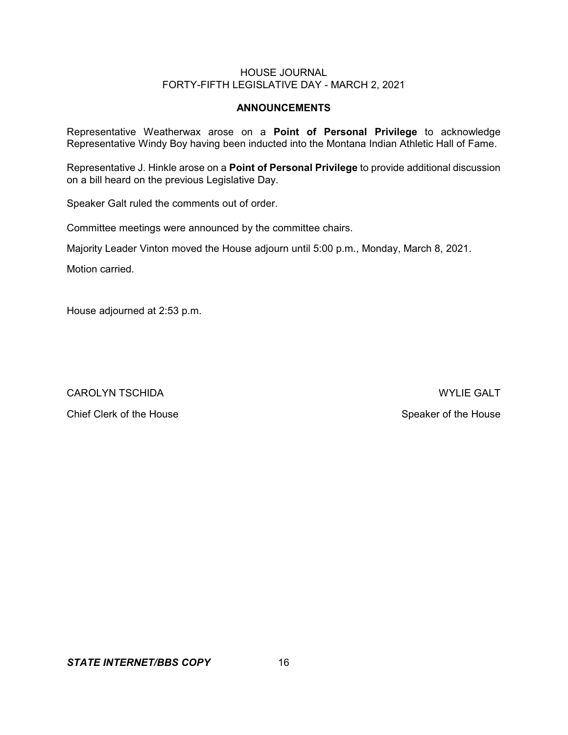## ANNOUNCEMENTS

Representative Weatherwax arose on a **Point of Personal Privilege** to acknowledge Representative Windy Boy having been inducted into the Montana Indian Athletic Hall of Fame.

Representative J. Hinkle arose on a **Point of Personal Privilege** to provide additional discussion on a bill heard on the previous Legislative Day.

Speaker Galt ruled the comments out of order.

Committee meetings were announced by the committee chairs.

Majority Leader Vinton moved the House adjourn until 5:00 p.m., Monday, March 8, 2021.

Motion carried.

House adjourned at 2:53 p.m.

CAROLYN TSCHIDA
Chief Clerk of the House

WYLIE GALT
Speaker of the House